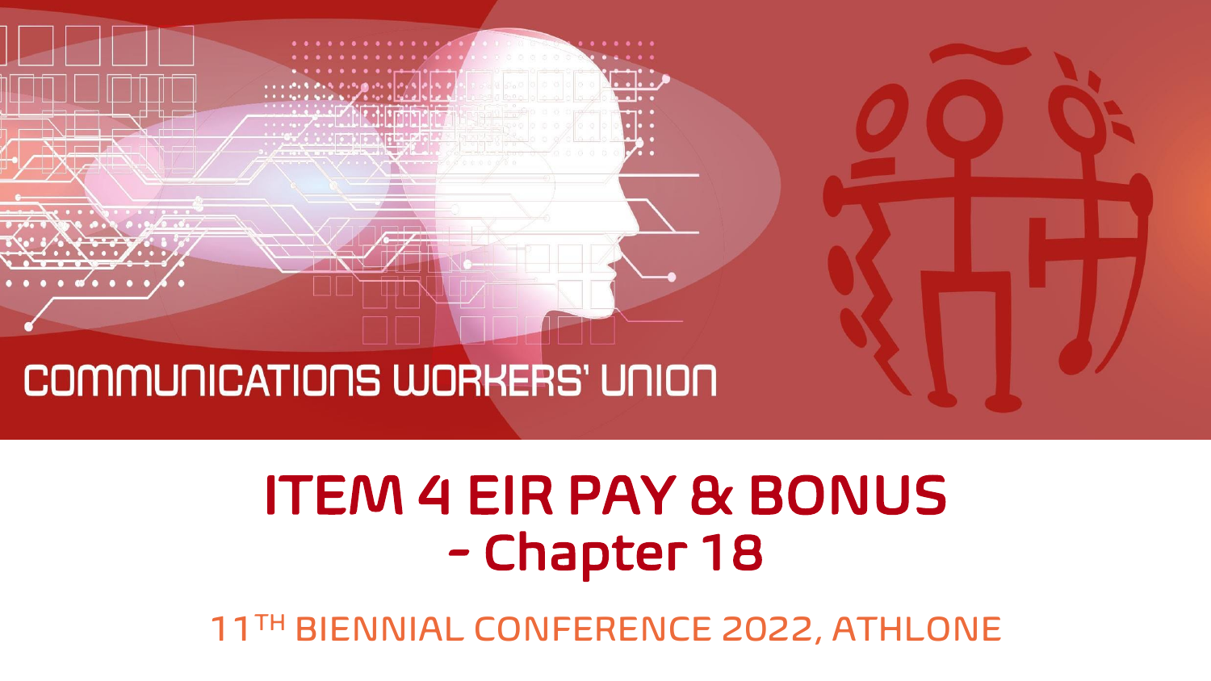COMMUNICATIONS WORKERS' UNION

# ITEM 4 EIR PAY & BONUS - Chapter 18

11TH BIENNIAL CONFERENCE 2022, ATHLONE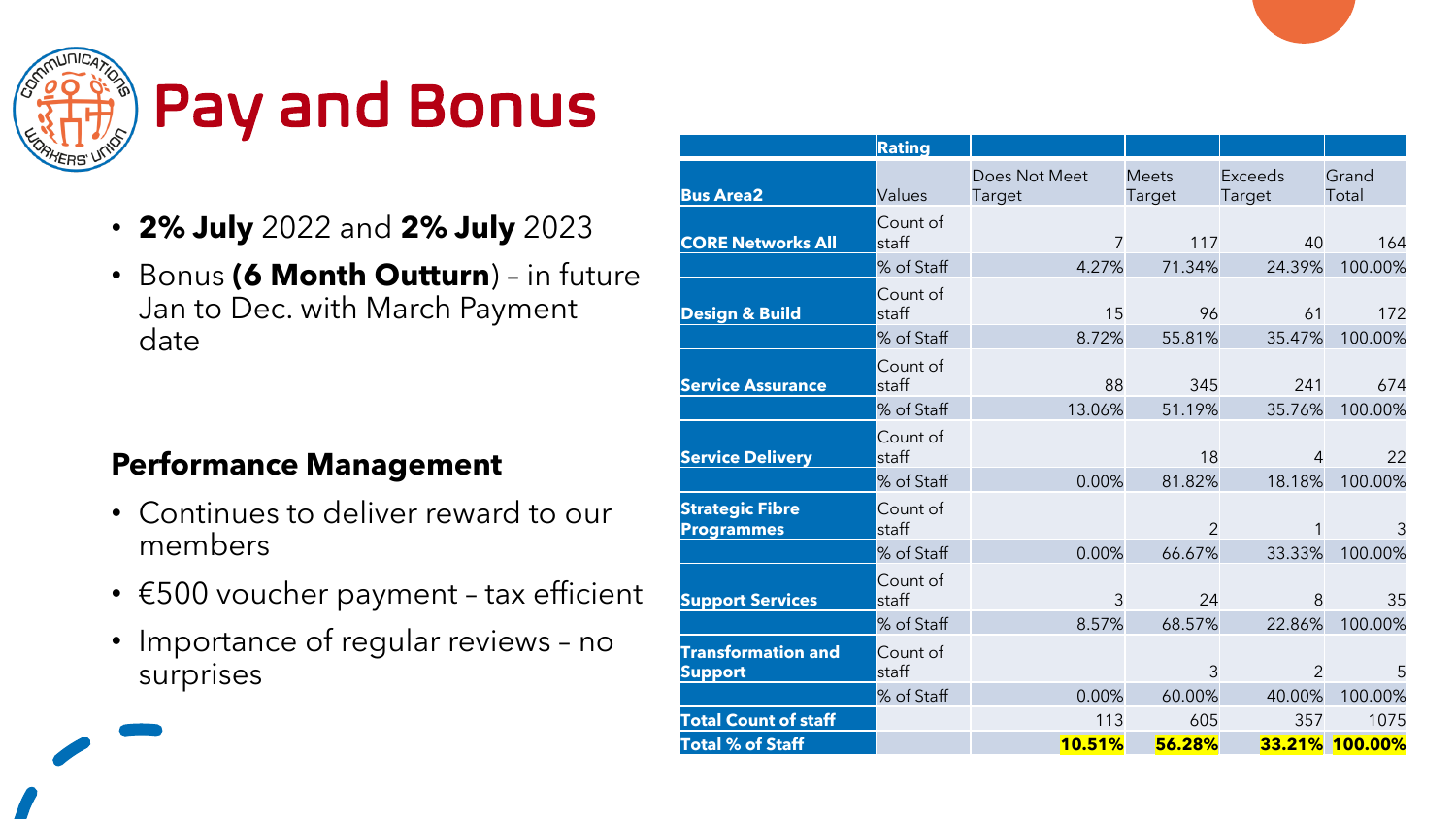# Pay and Bonus

- **2% July** 2022 and **2% July** 2023
- Bonus **(6 Month Outturn)** – in future Jan to Dec. with March Payment date

## Performance Management

- Continues to deliver reward to our members
- €500 voucher payment – tax efficient
- Importance of regular reviews – no surprises

| | Rating | | | | |
|---|---|---|---|---|---|
| **Bus Area2** | Values | Does Not Meet Target | Meets Target | Exceeds Target | Grand Total |
| **CORE Networks All** | Count of staff | 7 | 117 | 40 | 164 |
| | % of Staff | 4.27% | 71.34% | 24.39% | 100.00% |
| **Design & Build** | Count of staff | 15 | 96 | 61 | 172 |
| | % of Staff | 8.72% | 55.81% | 35.47% | 100.00% |
| **Service Assurance** | Count of staff | 88 | 345 | 241 | 674 |
| | % of Staff | 13.06% | 51.19% | 35.76% | 100.00% |
| **Service Delivery** | Count of staff | | 18 | 4 | 22 |
| | % of Staff | 0.00% | 81.82% | 18.18% | 100.00% |
| **Strategic Fibre Programmes** | Count of staff | | 2 | 1 | 3 |
| | % of Staff | 0.00% | 66.67% | 33.33% | 100.00% |
| **Support Services** | Count of staff | 3 | 24 | 8 | 35 |
| | % of Staff | 8.57% | 68.57% | 22.86% | 100.00% |
| **Transformation and Support** | Count of staff | | 3 | 2 | 5 |
| | % of Staff | 0.00% | 60.00% | 40.00% | 100.00% |
| **Total Count of staff** | | 113 | 605 | 357 | 1075 |
| **Total % of Staff** | | **10.51%** | **56.28%** | **33.21%** | **100.00%** |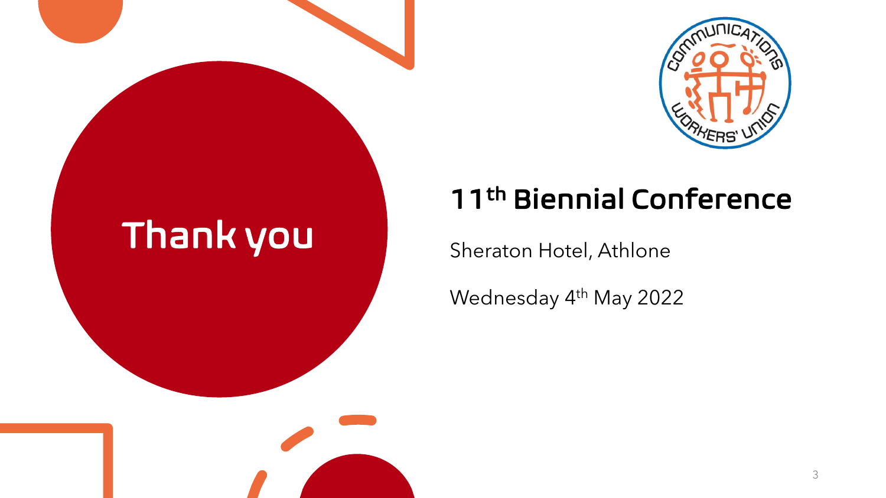# Thank you

## 11th Biennial Conference

Sheraton Hotel, Athlone

Wednesday 4th May 2022